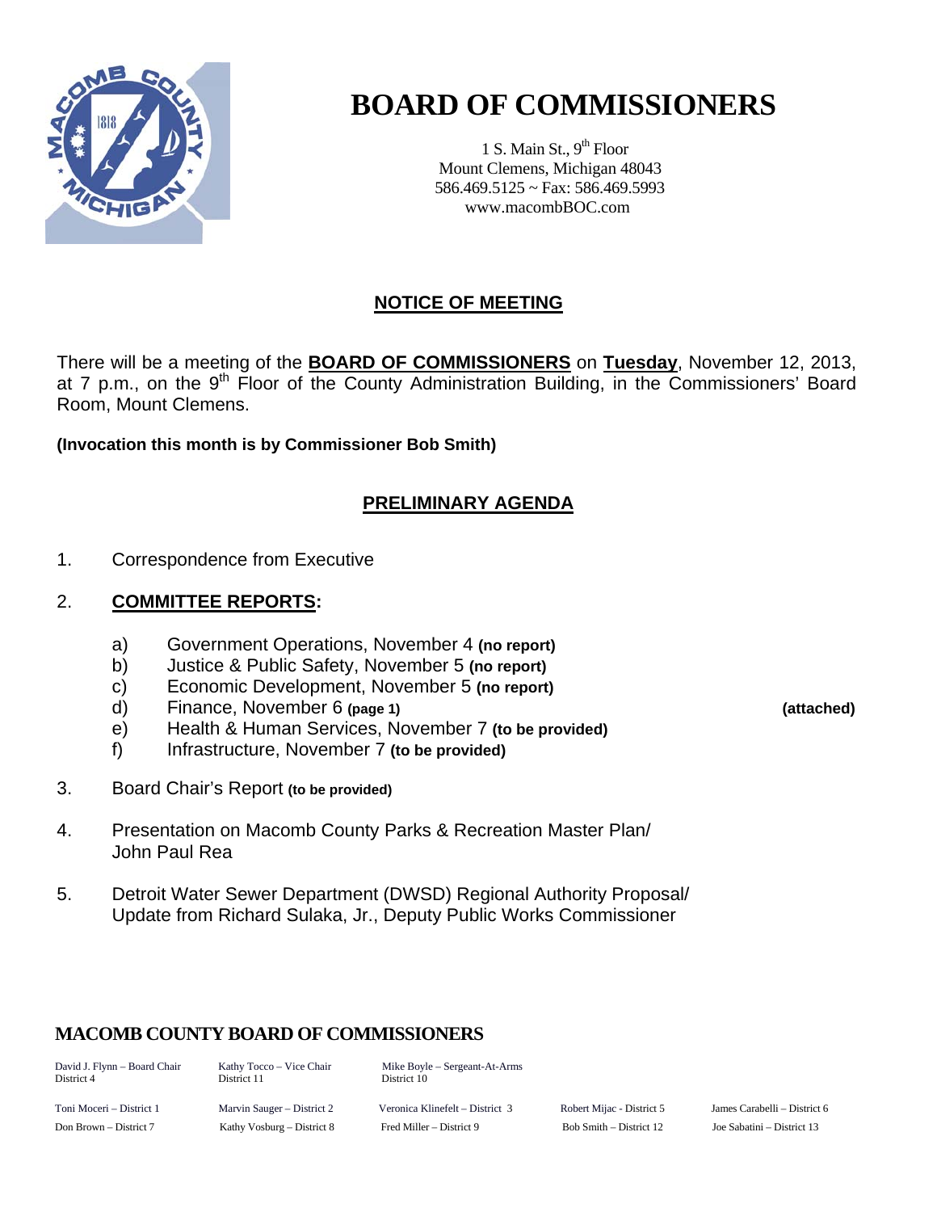# BOARD OF COMMISSIONERS

1 S. Main St., 9th Floor
Mount Clemens, Michigan 48043
586.469.5125 ~ Fax: 586.469.5993
www.macombBOC.com

## NOTICE OF MEETING

There will be a meeting of the **BOARD OF COMMISSIONERS** on **Tuesday**, November 12, 2013, at 7 p.m., on the 9th Floor of the County Administration Building, in the Commissioners' Board Room, Mount Clemens.

**(Invocation this month is by Commissioner Bob Smith)**

## PRELIMINARY AGENDA

1. Correspondence from Executive

2. **COMMITTEE REPORTS:**

   a) Government Operations, November 4 **(no report)**
   b) Justice & Public Safety, November 5 **(no report)**
   c) Economic Development, November 5 **(no report)**
   d) Finance, November 6 **(page 1)** **(attached)**
   e) Health & Human Services, November 7 **(to be provided)**
   f) Infrastructure, November 7 **(to be provided)**

3. Board Chair's Report **(to be provided)**

4. Presentation on Macomb County Parks & Recreation Master Plan/ John Paul Rea

5. Detroit Water Sewer Department (DWSD) Regional Authority Proposal/ Update from Richard Sulaka, Jr., Deputy Public Works Commissioner

### MACOMB COUNTY BOARD OF COMMISSIONERS

| | | | | |
|---|---|---|---|---|
| David J. Flynn – Board Chair District 4 | Kathy Tocco – Vice Chair District 11 | Mike Boyle – Sergeant-At-Arms District 10 | | |
| Toni Moceri – District 1 | Marvin Sauger – District 2 | Veronica Klinefelt – District 3 | Robert Mijac - District 5 | James Carabelli – District 6 |
| Don Brown – District 7 | Kathy Vosburg – District 8 | Fred Miller – District 9 | Bob Smith – District 12 | Joe Sabatini – District 13 |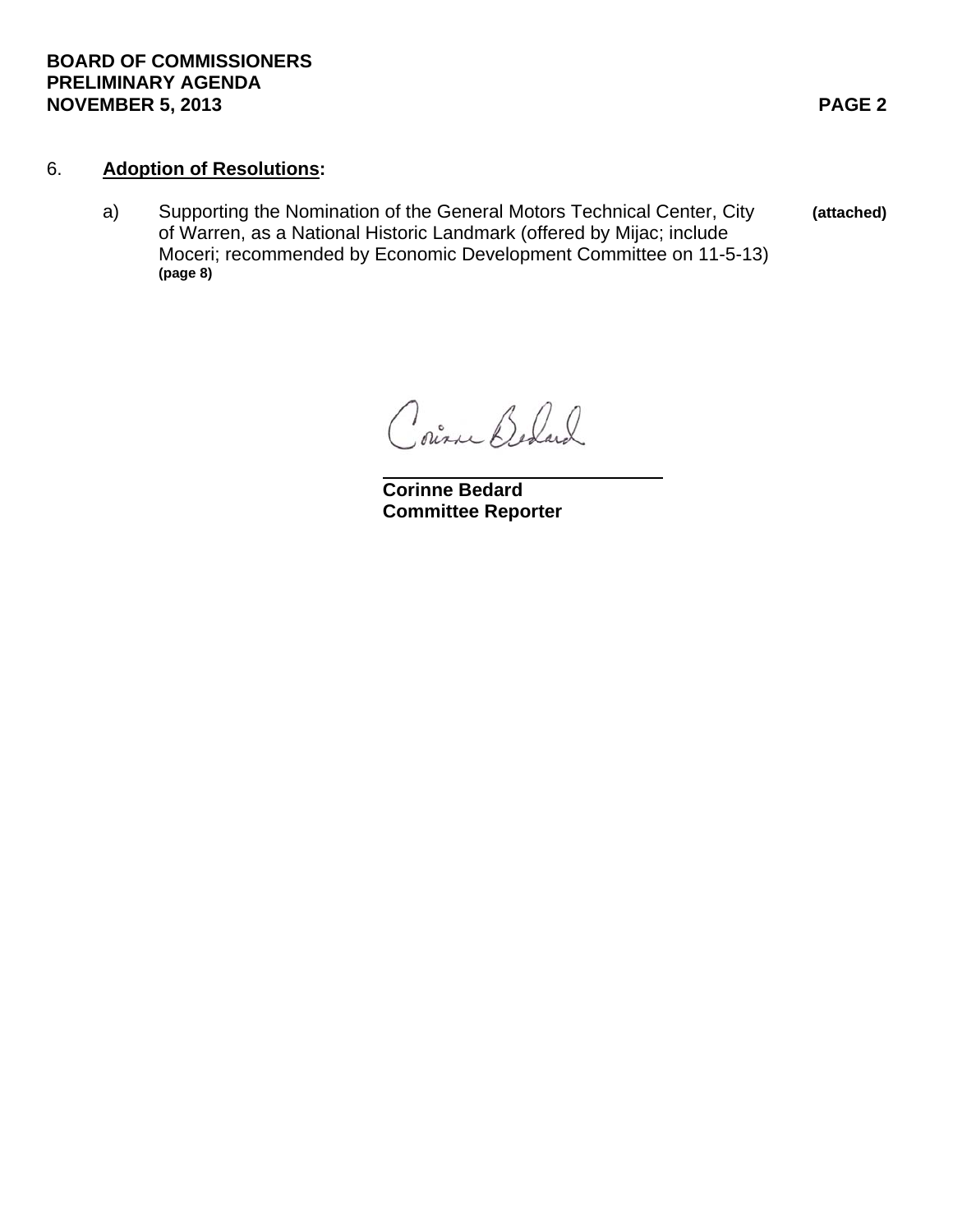6. **Adoption of Resolutions:**

   a) Supporting the Nomination of the General Motors Technical Center, City of Warren, as a National Historic Landmark (offered by Mijac; include Moceri; recommended by Economic Development Committee on 11-5-13) **(page 8)** **(attached)**

Corinne Bedard

**Corinne Bedard**
**Committee Reporter**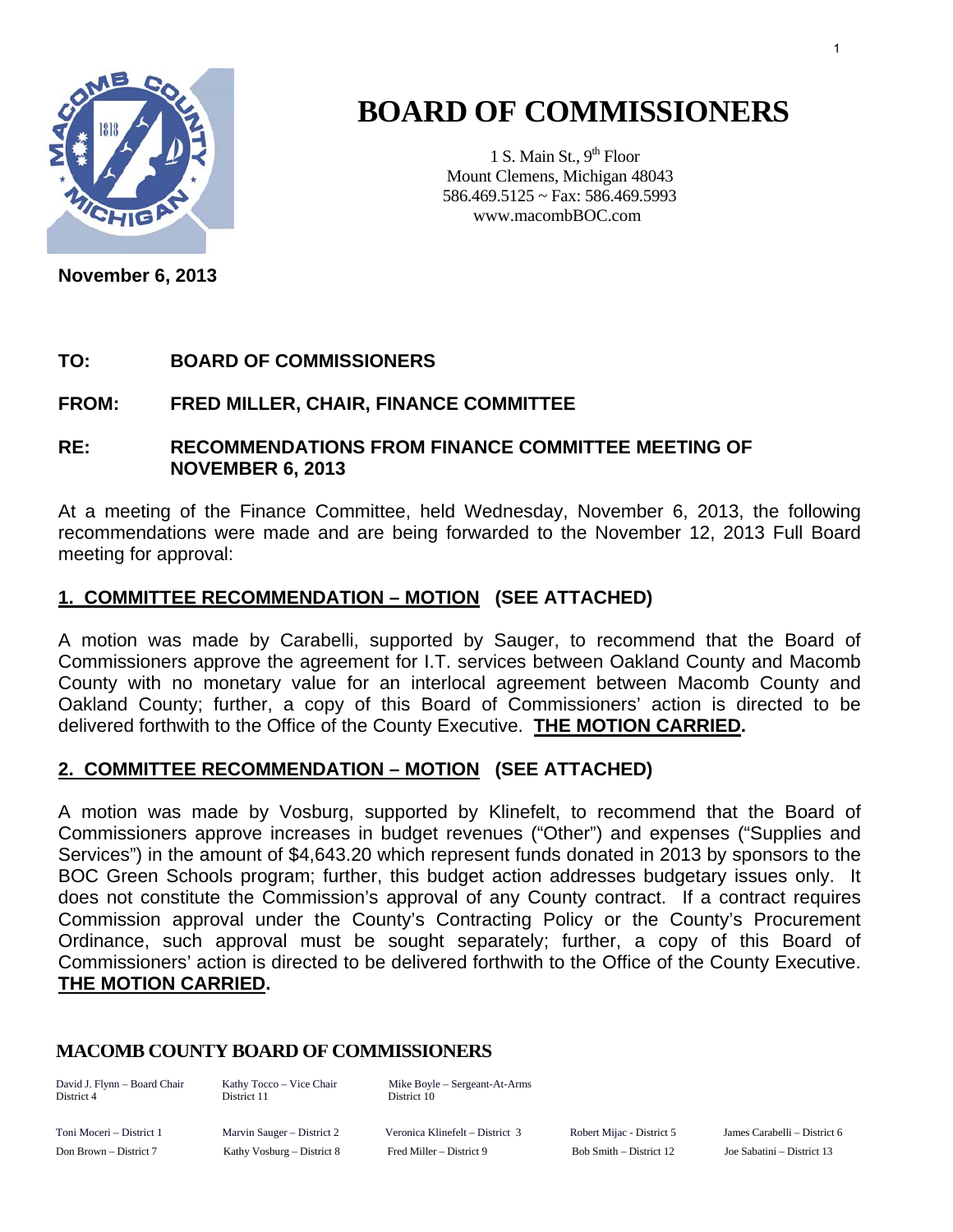# BOARD OF COMMISSIONERS

1 S. Main St., 9th Floor
Mount Clemens, Michigan 48043
586.469.5125 ~ Fax: 586.469.5993
www.macombBOC.com

**November 6, 2013**

**TO:** **BOARD OF COMMISSIONERS**

**FROM:** **FRED MILLER, CHAIR, FINANCE COMMITTEE**

**RE:** **RECOMMENDATIONS FROM FINANCE COMMITTEE MEETING OF NOVEMBER 6, 2013**

At a meeting of the Finance Committee, held Wednesday, November 6, 2013, the following recommendations were made and are being forwarded to the November 12, 2013 Full Board meeting for approval:

## 1. COMMITTEE RECOMMENDATION – MOTION (SEE ATTACHED)

A motion was made by Carabelli, supported by Sauger, to recommend that the Board of Commissioners approve the agreement for I.T. services between Oakland County and Macomb County with no monetary value for an interlocal agreement between Macomb County and Oakland County; further, a copy of this Board of Commissioners' action is directed to be delivered forthwith to the Office of the County Executive. **THE MOTION CARRIED.**

## 2. COMMITTEE RECOMMENDATION – MOTION (SEE ATTACHED)

A motion was made by Vosburg, supported by Klinefelt, to recommend that the Board of Commissioners approve increases in budget revenues ("Other") and expenses ("Supplies and Services") in the amount of $4,643.20 which represent funds donated in 2013 by sponsors to the BOC Green Schools program; further, this budget action addresses budgetary issues only. It does not constitute the Commission's approval of any County contract. If a contract requires Commission approval under the County's Contracting Policy or the County's Procurement Ordinance, such approval must be sought separately; further, a copy of this Board of Commissioners' action is directed to be delivered forthwith to the Office of the County Executive. **THE MOTION CARRIED.**

**MACOMB COUNTY BOARD OF COMMISSIONERS**

David J. Flynn – Board Chair, District 4
Kathy Tocco – Vice Chair, District 11
Mike Boyle – Sergeant-At-Arms, District 10

Toni Moceri – District 1
Marvin Sauger – District 2
Veronica Klinefelt – District 3
Robert Mijac - District 5
James Carabelli – District 6
Don Brown – District 7
Kathy Vosburg – District 8
Fred Miller – District 9
Bob Smith – District 12
Joe Sabatini – District 13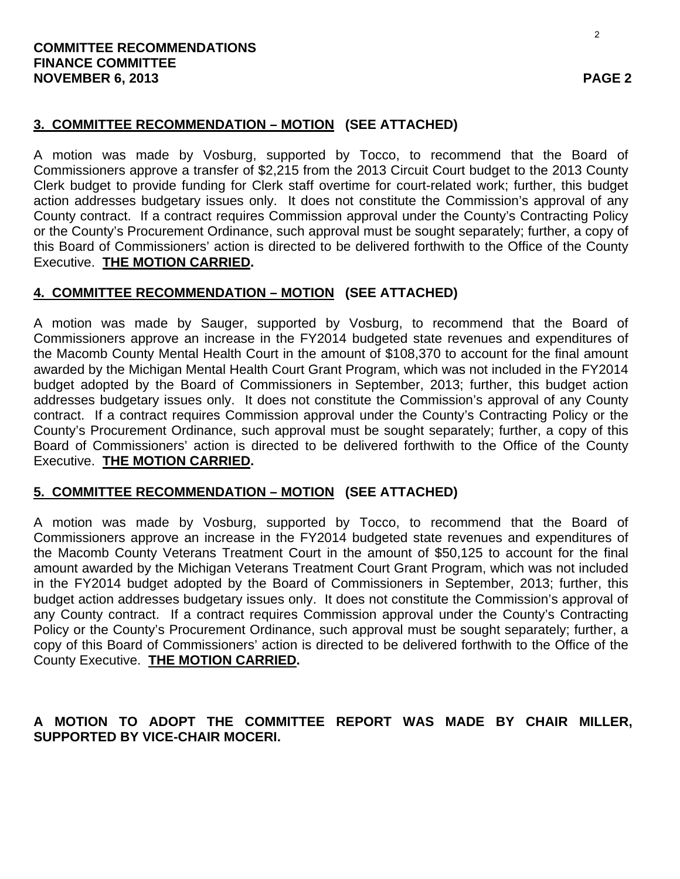**COMMITTEE RECOMMENDATIONS**
**FINANCE COMMITTEE**
**NOVEMBER 6, 2013**

## 3. COMMITTEE RECOMMENDATION – MOTION (SEE ATTACHED)

A motion was made by Vosburg, supported by Tocco, to recommend that the Board of Commissioners approve a transfer of $2,215 from the 2013 Circuit Court budget to the 2013 County Clerk budget to provide funding for Clerk staff overtime for court-related work; further, this budget action addresses budgetary issues only. It does not constitute the Commission's approval of any County contract. If a contract requires Commission approval under the County's Contracting Policy or the County's Procurement Ordinance, such approval must be sought separately; further, a copy of this Board of Commissioners' action is directed to be delivered forthwith to the Office of the County Executive. **THE MOTION CARRIED.**

## 4. COMMITTEE RECOMMENDATION – MOTION (SEE ATTACHED)

A motion was made by Sauger, supported by Vosburg, to recommend that the Board of Commissioners approve an increase in the FY2014 budgeted state revenues and expenditures of the Macomb County Mental Health Court in the amount of $108,370 to account for the final amount awarded by the Michigan Mental Health Court Grant Program, which was not included in the FY2014 budget adopted by the Board of Commissioners in September, 2013; further, this budget action addresses budgetary issues only. It does not constitute the Commission's approval of any County contract. If a contract requires Commission approval under the County's Contracting Policy or the County's Procurement Ordinance, such approval must be sought separately; further, a copy of this Board of Commissioners' action is directed to be delivered forthwith to the Office of the County Executive. **THE MOTION CARRIED.**

## 5. COMMITTEE RECOMMENDATION – MOTION (SEE ATTACHED)

A motion was made by Vosburg, supported by Tocco, to recommend that the Board of Commissioners approve an increase in the FY2014 budgeted state revenues and expenditures of the Macomb County Veterans Treatment Court in the amount of $50,125 to account for the final amount awarded by the Michigan Veterans Treatment Court Grant Program, which was not included in the FY2014 budget adopted by the Board of Commissioners in September, 2013; further, this budget action addresses budgetary issues only. It does not constitute the Commission's approval of any County contract. If a contract requires Commission approval under the County's Contracting Policy or the County's Procurement Ordinance, such approval must be sought separately; further, a copy of this Board of Commissioners' action is directed to be delivered forthwith to the Office of the County Executive. **THE MOTION CARRIED.**

**A MOTION TO ADOPT THE COMMITTEE REPORT WAS MADE BY CHAIR MILLER, SUPPORTED BY VICE-CHAIR MOCERI.**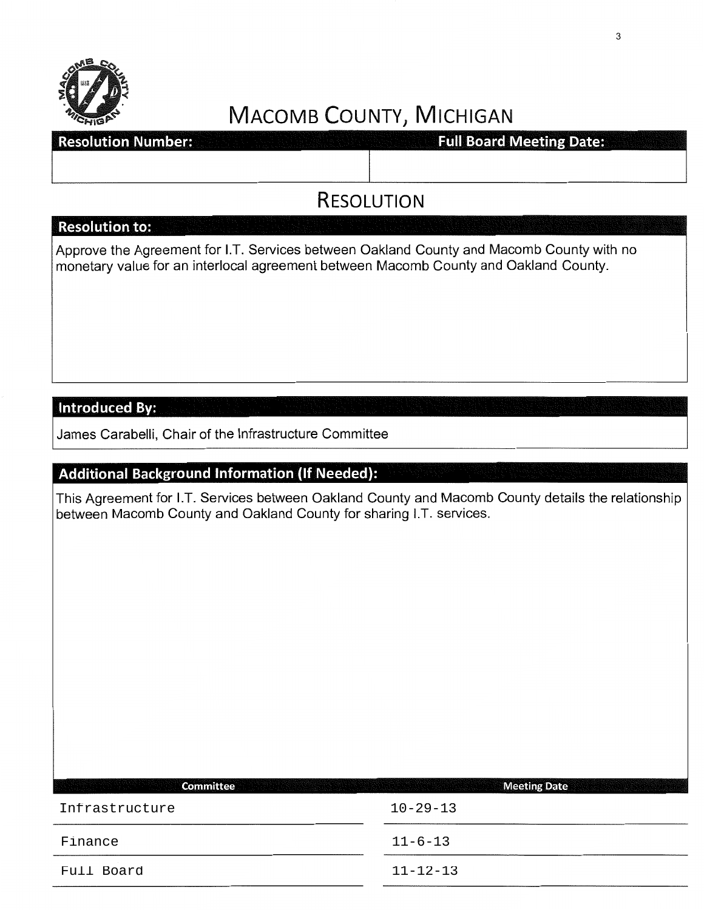# MACOMB COUNTY, MICHIGAN

| Resolution Number: | Full Board Meeting Date: |
|---|---|
| | |

## RESOLUTION

**Resolution to:**

Approve the Agreement for I.T. Services between Oakland County and Macomb County with no monetary value for an interlocal agreement between Macomb County and Oakland County.

**Introduced By:**

James Carabelli, Chair of the Infrastructure Committee

**Additional Background Information (If Needed):**

This Agreement for I.T. Services between Oakland County and Macomb County details the relationship between Macomb County and Oakland County for sharing I.T. services.

| Committee | Meeting Date |
|---|---|
| Infrastructure | 10-29-13 |
| Finance | 11-6-13 |
| Full Board | 11-12-13 |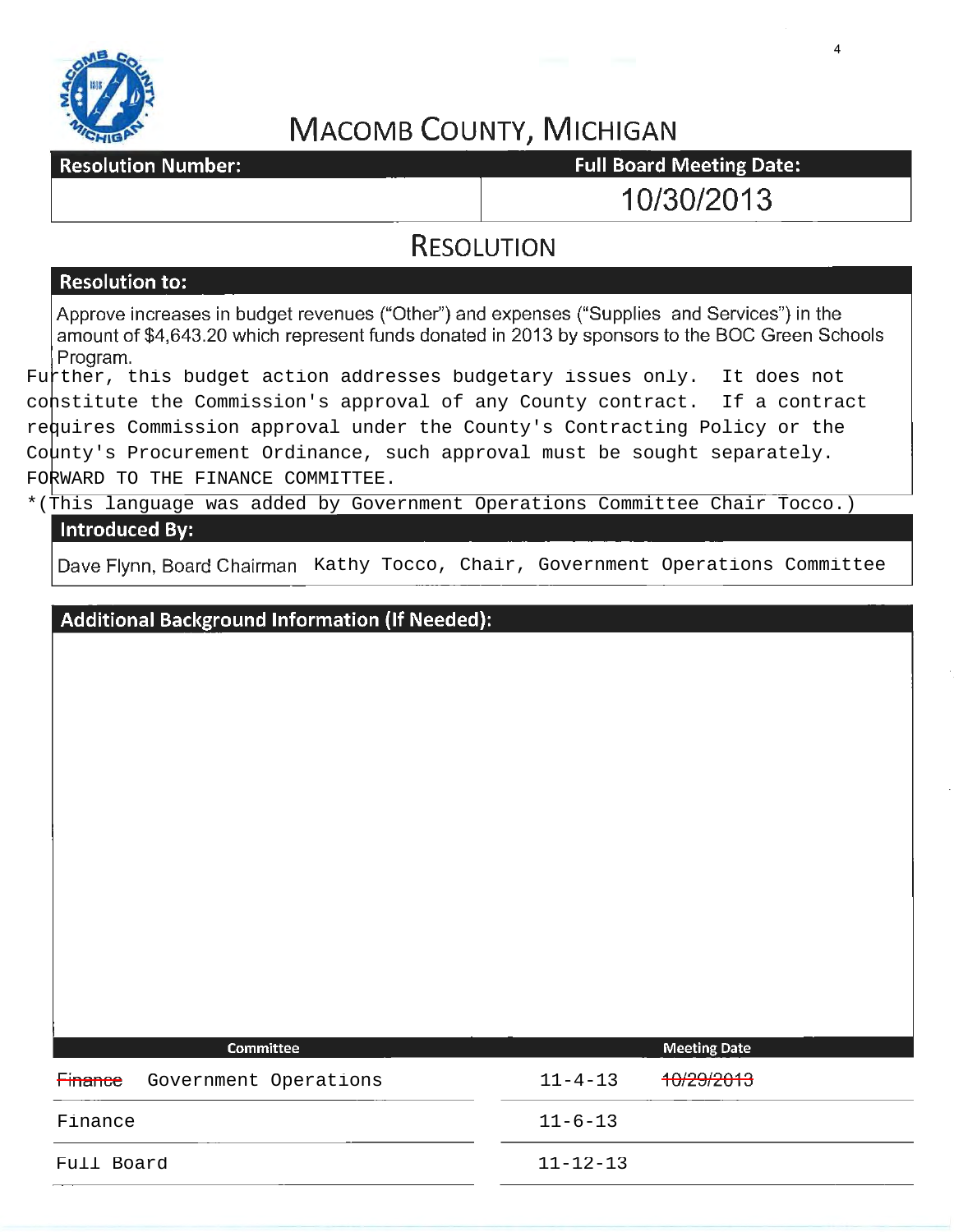# MACOMB COUNTY, MICHIGAN

| Resolution Number: | Full Board Meeting Date: |
| --- | --- |
| | 10/30/2013 |

## RESOLUTION

**Resolution to:**

Approve increases in budget revenues ("Other") and expenses ("Supplies and Services") in the amount of $4,643.20 which represent funds donated in 2013 by sponsors to the BOC Green Schools Program.

Further, this budget action addresses budgetary issues only. It does not constitute the Commission's approval of any County contract. If a contract requires Commission approval under the County's Contracting Policy or the County's Procurement Ordinance, such approval must be sought separately.
FORWARD TO THE FINANCE COMMITTEE.
*(This language was added by Government Operations Committee Chair Tocco.)

**Introduced By:**

Dave Flynn, Board Chairman Kathy Tocco, Chair, Government Operations Committee

**Additional Background Information (If Needed):**

| Committee | Meeting Date |
| --- | --- |
| ~~Finance~~ Government Operations | 11-4-13 ~~10/29/2013~~ |
| Finance | 11-6-13 |
| Full Board | 11-12-13 |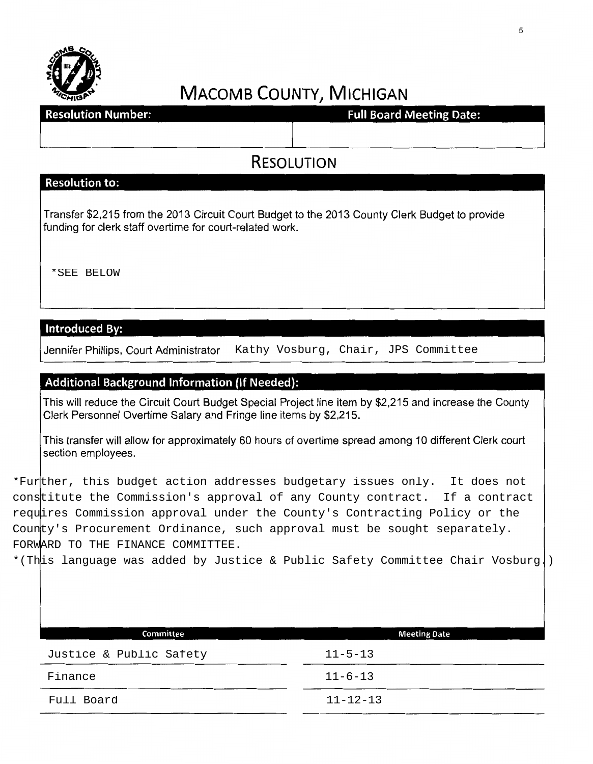# MACOMB COUNTY, MICHIGAN

| Resolution Number: | Full Board Meeting Date: |
|---|---|
| | |

## RESOLUTION

**Resolution to:**

Transfer $2,215 from the 2013 Circuit Court Budget to the 2013 County Clerk Budget to provide funding for clerk staff overtime for court-related work.

*SEE BELOW

**Introduced By:**

Jennifer Phillips, Court Administrator Kathy Vosburg, Chair, JPS Committee

**Additional Background Information (If Needed):**

This will reduce the Circuit Court Budget Special Project line item by $2,215 and increase the County Clerk Personnel Overtime Salary and Fringe line items by $2,215.

This transfer will allow for approximately 60 hours of overtime spread among 10 different Clerk court section employees.

*Further, this budget action addresses budgetary issues only. It does not constitute the Commission's approval of any County contract. If a contract requires Commission approval under the County's Contracting Policy or the County's Procurement Ordinance, such approval must be sought separately. FORWARD TO THE FINANCE COMMITTEE.

*(This language was added by Justice & Public Safety Committee Chair Vosburg.)

| Committee | Meeting Date |
|---|---|
| Justice & Public Safety | 11-5-13 |
| Finance | 11-6-13 |
| Full Board | 11-12-13 |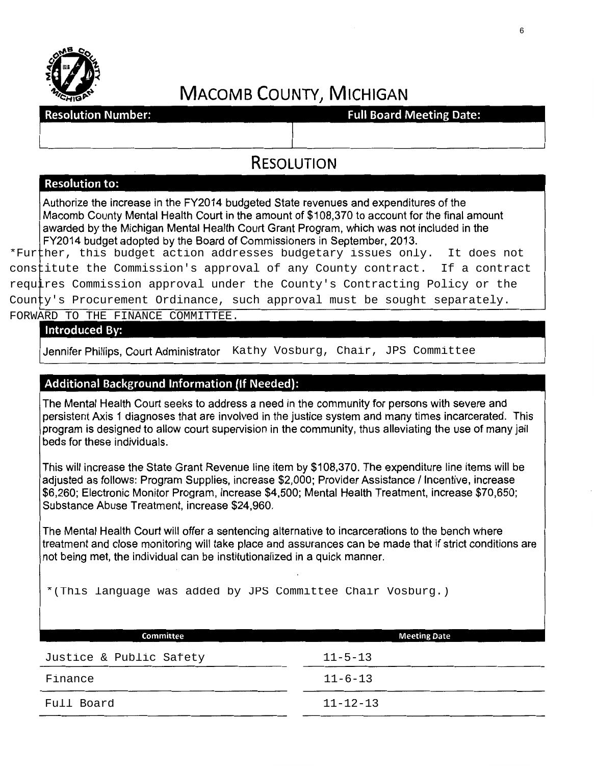# MACOMB COUNTY, MICHIGAN

| Resolution Number: | Full Board Meeting Date: |
| --- | --- |
| | |

## RESOLUTION

### Resolution to:

Authorize the increase in the FY2014 budgeted State revenues and expenditures of the Macomb County Mental Health Court in the amount of $108,370 to account for the final amount awarded by the Michigan Mental Health Court Grant Program, which was not included in the FY2014 budget adopted by the Board of Commissioners in September, 2013.

*Further, this budget action addresses budgetary issues only. It does not constitute the Commission's approval of any County contract. If a contract requires Commission approval under the County's Contracting Policy or the County's Procurement Ordinance, such approval must be sought separately.

FORWARD TO THE FINANCE COMMITTEE.

### Introduced By:

Jennifer Phillips, Court Administrator Kathy Vosburg, Chair, JPS Committee

### Additional Background Information (If Needed):

The Mental Health Court seeks to address a need in the community for persons with severe and persistent Axis 1 diagnoses that are involved in the justice system and many times incarcerated. This program is designed to allow court supervision in the community, thus alleviating the use of many jail beds for these individuals.

This will increase the State Grant Revenue line item by $108,370. The expenditure line items will be adjusted as follows: Program Supplies, increase $2,000; Provider Assistance / Incentive, increase $6,260; Electronic Monitor Program, increase $4,500; Mental Health Treatment, increase $70,650; Substance Abuse Treatment, increase $24,960.

The Mental Health Court will offer a sentencing alternative to incarcerations to the bench where treatment and close monitoring will take place and assurances can be made that if strict conditions are not being met, the individual can be institutionalized in a quick manner.

*(This language was added by JPS Committee Chair Vosburg.)

| Committee | Meeting Date |
| --- | --- |
| Justice & Public Safety | 11-5-13 |
| Finance | 11-6-13 |
| Full Board | 11-12-13 |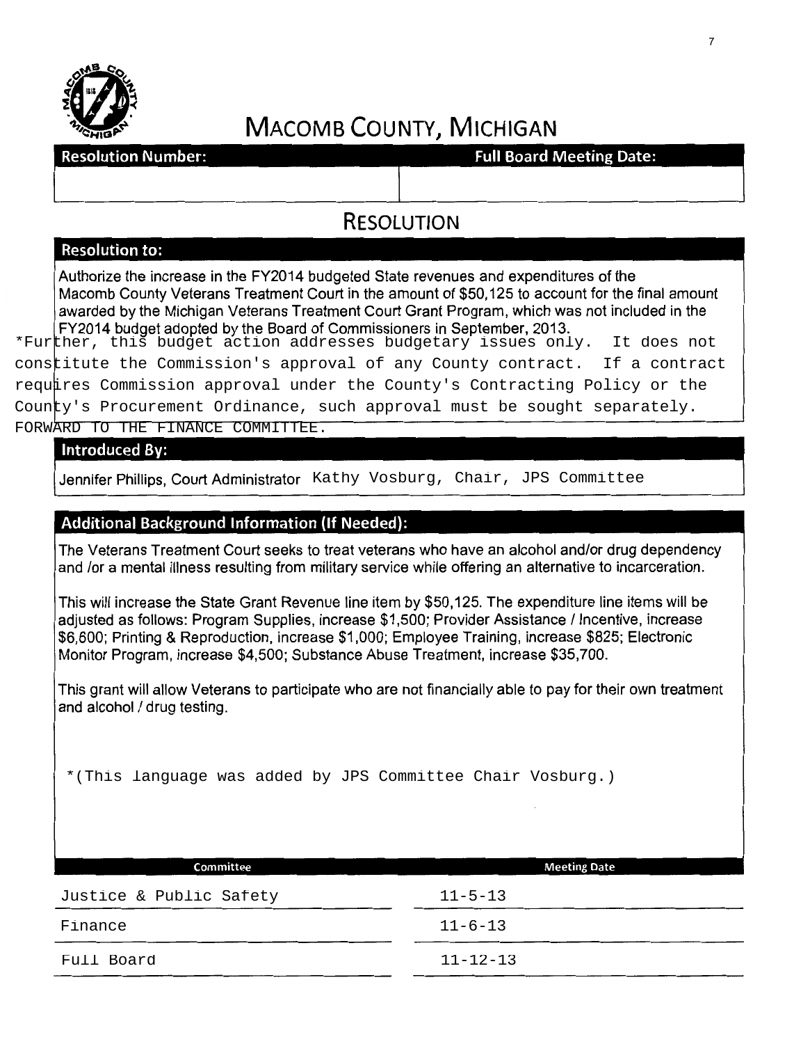# MACOMB COUNTY, MICHIGAN

| Resolution Number: | Full Board Meeting Date: |
| --- | --- |
| | |

## RESOLUTION

### Resolution to:

Authorize the increase in the FY2014 budgeted State revenues and expenditures of the Macomb County Veterans Treatment Court in the amount of $50,125 to account for the final amount awarded by the Michigan Veterans Treatment Court Grant Program, which was not included in the FY2014 budget adopted by the Board of Commissioners in September, 2013.

*Further, this budget action addresses budgetary issues only. It does not constitute the Commission's approval of any County contract. If a contract requires Commission approval under the County's Contracting Policy or the County's Procurement Ordinance, such approval must be sought separately. FORWARD TO THE FINANCE COMMITTEE.

### Introduced By:

Jennifer Phillips, Court Administrator Kathy Vosburg, Chair, JPS Committee

### Additional Background Information (If Needed):

The Veterans Treatment Court seeks to treat veterans who have an alcohol and/or drug dependency and /or a mental illness resulting from military service while offering an alternative to incarceration.

This will increase the State Grant Revenue line item by $50,125. The expenditure line items will be adjusted as follows: Program Supplies, increase $1,500; Provider Assistance / Incentive, increase $6,600; Printing & Reproduction, increase $1,000; Employee Training, increase $825; Electronic Monitor Program, increase $4,500; Substance Abuse Treatment, increase $35,700.

This grant will allow Veterans to participate who are not financially able to pay for their own treatment and alcohol / drug testing.

*(This language was added by JPS Committee Chair Vosburg.)

| Committee | Meeting Date |
| --- | --- |
| Justice & Public Safety | 11-5-13 |
| Finance | 11-6-13 |
| Full Board | 11-12-13 |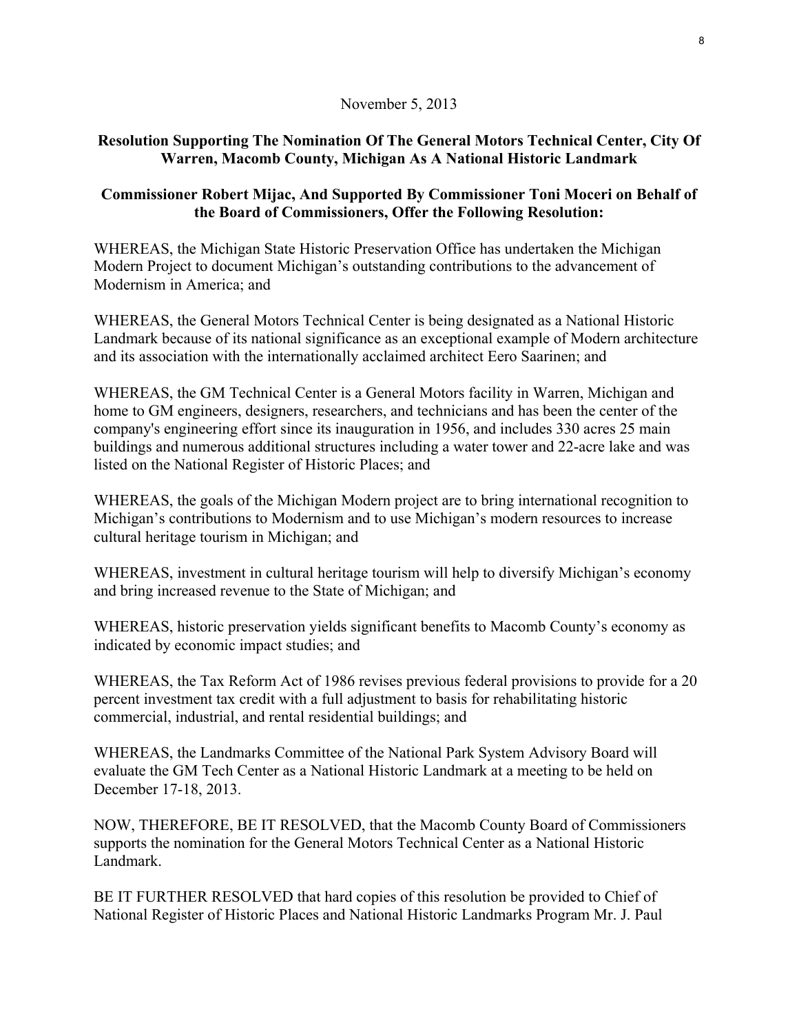November 5, 2013

**Resolution Supporting The Nomination Of The General Motors Technical Center, City Of Warren, Macomb County, Michigan As A National Historic Landmark**

**Commissioner Robert Mijac, And Supported By Commissioner Toni Moceri on Behalf of the Board of Commissioners, Offer the Following Resolution:**

WHEREAS, the Michigan State Historic Preservation Office has undertaken the Michigan Modern Project to document Michigan's outstanding contributions to the advancement of Modernism in America; and

WHEREAS, the General Motors Technical Center is being designated as a National Historic Landmark because of its national significance as an exceptional example of Modern architecture and its association with the internationally acclaimed architect Eero Saarinen; and

WHEREAS, the GM Technical Center is a General Motors facility in Warren, Michigan and home to GM engineers, designers, researchers, and technicians and has been the center of the company's engineering effort since its inauguration in 1956, and includes 330 acres 25 main buildings and numerous additional structures including a water tower and 22-acre lake and was listed on the National Register of Historic Places; and

WHEREAS, the goals of the Michigan Modern project are to bring international recognition to Michigan's contributions to Modernism and to use Michigan's modern resources to increase cultural heritage tourism in Michigan; and

WHEREAS, investment in cultural heritage tourism will help to diversify Michigan's economy and bring increased revenue to the State of Michigan; and

WHEREAS, historic preservation yields significant benefits to Macomb County's economy as indicated by economic impact studies; and

WHEREAS, the Tax Reform Act of 1986 revises previous federal provisions to provide for a 20 percent investment tax credit with a full adjustment to basis for rehabilitating historic commercial, industrial, and rental residential buildings; and

WHEREAS, the Landmarks Committee of the National Park System Advisory Board will evaluate the GM Tech Center as a National Historic Landmark at a meeting to be held on December 17-18, 2013.

NOW, THEREFORE, BE IT RESOLVED, that the Macomb County Board of Commissioners supports the nomination for the General Motors Technical Center as a National Historic Landmark.

BE IT FURTHER RESOLVED that hard copies of this resolution be provided to Chief of National Register of Historic Places and National Historic Landmarks Program Mr. J. Paul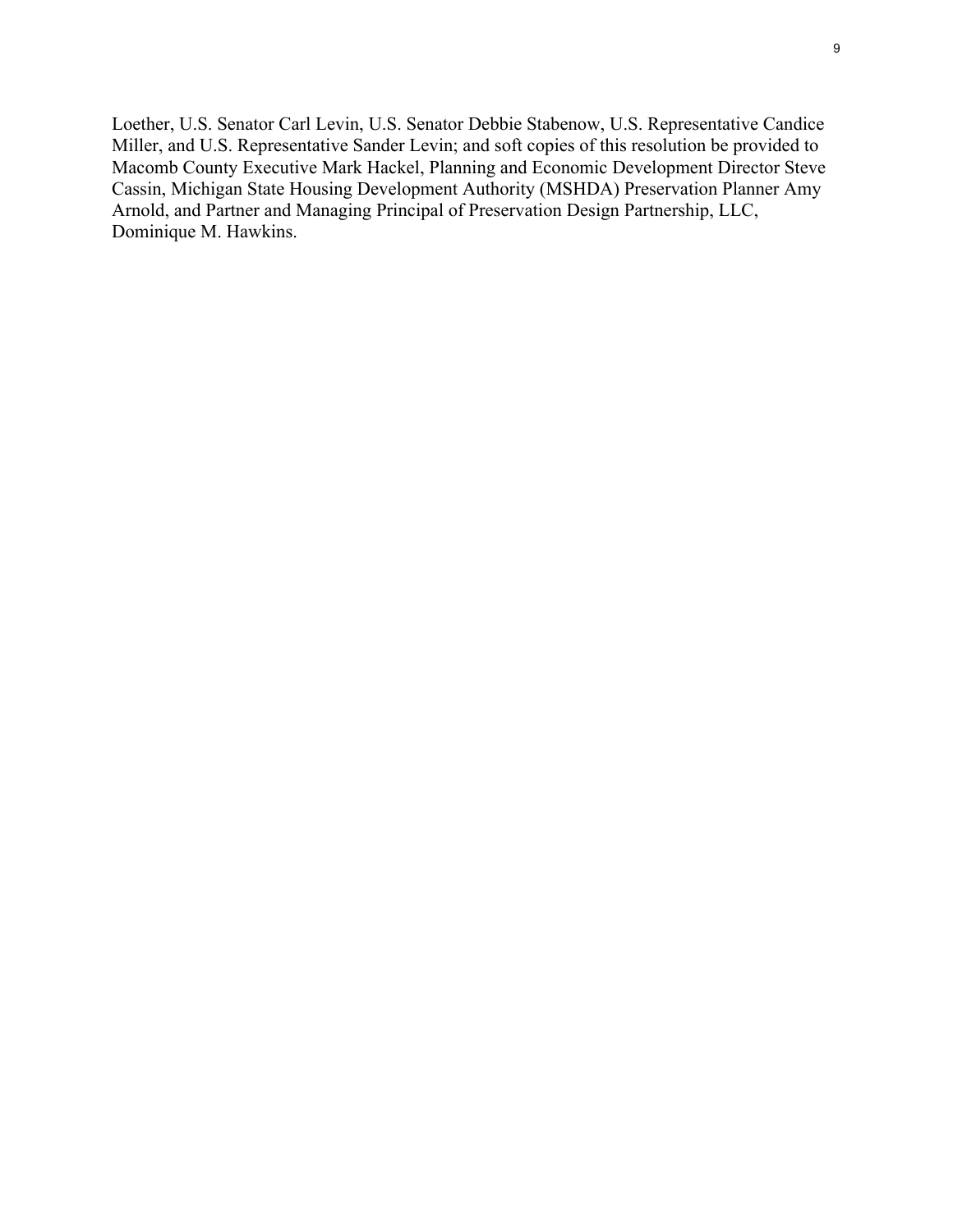Loether, U.S. Senator Carl Levin, U.S. Senator Debbie Stabenow, U.S. Representative Candice Miller, and U.S. Representative Sander Levin; and soft copies of this resolution be provided to Macomb County Executive Mark Hackel, Planning and Economic Development Director Steve Cassin, Michigan State Housing Development Authority (MSHDA) Preservation Planner Amy Arnold, and Partner and Managing Principal of Preservation Design Partnership, LLC, Dominique M. Hawkins.